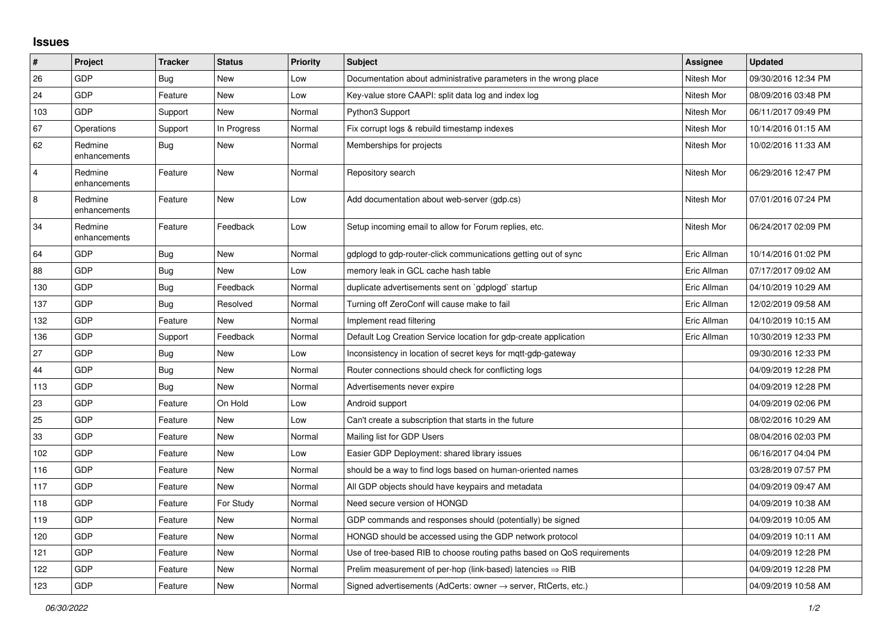## Issues

| # | Project | Tracker | Status | Priority | Subject | Assignee | Updated |
|---|---|---|---|---|---|---|---|
| 26 | GDP | Bug | New | Low | Documentation about administrative parameters in the wrong place | Nitesh Mor | 09/30/2016 12:34 PM |
| 24 | GDP | Feature | New | Low | Key-value store CAAPI: split data log and index log | Nitesh Mor | 08/09/2016 03:48 PM |
| 103 | GDP | Support | New | Normal | Python3 Support | Nitesh Mor | 06/11/2017 09:49 PM |
| 67 | Operations | Support | In Progress | Normal | Fix corrupt logs & rebuild timestamp indexes | Nitesh Mor | 10/14/2016 01:15 AM |
| 62 | Redmine enhancements | Bug | New | Normal | Memberships for projects | Nitesh Mor | 10/02/2016 11:33 AM |
| 4 | Redmine enhancements | Feature | New | Normal | Repository search | Nitesh Mor | 06/29/2016 12:47 PM |
| 8 | Redmine enhancements | Feature | New | Low | Add documentation about web-server (gdp.cs) | Nitesh Mor | 07/01/2016 07:24 PM |
| 34 | Redmine enhancements | Feature | Feedback | Low | Setup incoming email to allow for Forum replies, etc. | Nitesh Mor | 06/24/2017 02:09 PM |
| 64 | GDP | Bug | New | Normal | gdplogd to gdp-router-click communications getting out of sync | Eric Allman | 10/14/2016 01:02 PM |
| 88 | GDP | Bug | New | Low | memory leak in GCL cache hash table | Eric Allman | 07/17/2017 09:02 AM |
| 130 | GDP | Bug | Feedback | Normal | duplicate advertisements sent on `gdplogd` startup | Eric Allman | 04/10/2019 10:29 AM |
| 137 | GDP | Bug | Resolved | Normal | Turning off ZeroConf will cause make to fail | Eric Allman | 12/02/2019 09:58 AM |
| 132 | GDP | Feature | New | Normal | Implement read filtering | Eric Allman | 04/10/2019 10:15 AM |
| 136 | GDP | Support | Feedback | Normal | Default Log Creation Service location for gdp-create application | Eric Allman | 10/30/2019 12:33 PM |
| 27 | GDP | Bug | New | Low | Inconsistency in location of secret keys for mqtt-gdp-gateway | | 09/30/2016 12:33 PM |
| 44 | GDP | Bug | New | Normal | Router connections should check for conflicting logs | | 04/09/2019 12:28 PM |
| 113 | GDP | Bug | New | Normal | Advertisements never expire | | 04/09/2019 12:28 PM |
| 23 | GDP | Feature | On Hold | Low | Android support | | 04/09/2019 02:06 PM |
| 25 | GDP | Feature | New | Low | Can't create a subscription that starts in the future | | 08/02/2016 10:29 AM |
| 33 | GDP | Feature | New | Normal | Mailing list for GDP Users | | 08/04/2016 02:03 PM |
| 102 | GDP | Feature | New | Low | Easier GDP Deployment: shared library issues | | 06/16/2017 04:04 PM |
| 116 | GDP | Feature | New | Normal | should be a way to find logs based on human-oriented names | | 03/28/2019 07:57 PM |
| 117 | GDP | Feature | New | Normal | All GDP objects should have keypairs and metadata | | 04/09/2019 09:47 AM |
| 118 | GDP | Feature | For Study | Normal | Need secure version of HONGD | | 04/09/2019 10:38 AM |
| 119 | GDP | Feature | New | Normal | GDP commands and responses should (potentially) be signed | | 04/09/2019 10:05 AM |
| 120 | GDP | Feature | New | Normal | HONGD should be accessed using the GDP network protocol | | 04/09/2019 10:11 AM |
| 121 | GDP | Feature | New | Normal | Use of tree-based RIB to choose routing paths based on QoS requirements | | 04/09/2019 12:28 PM |
| 122 | GDP | Feature | New | Normal | Prelim measurement of per-hop (link-based) latencies ⇒ RIB | | 04/09/2019 12:28 PM |
| 123 | GDP | Feature | New | Normal | Signed advertisements (AdCerts: owner → server, RtCerts, etc.) | | 04/09/2019 10:58 AM |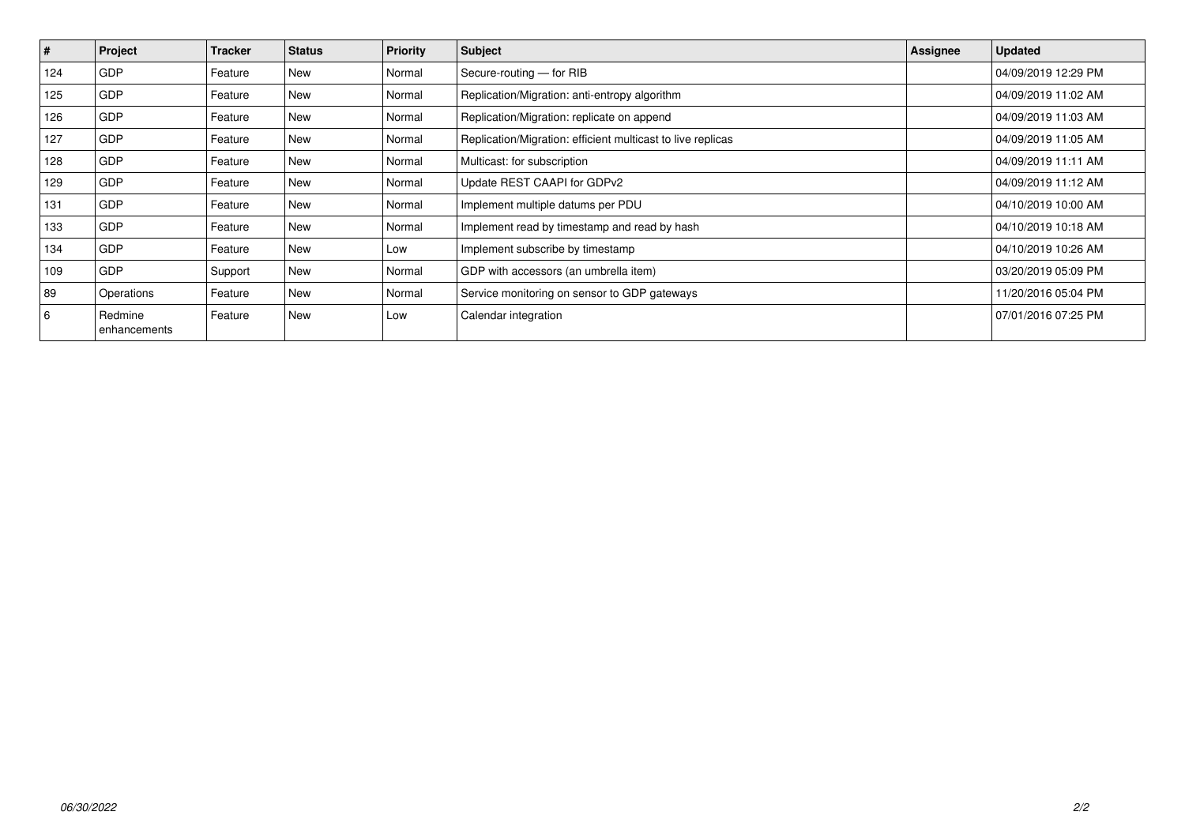| # | Project | Tracker | Status | Priority | Subject | Assignee | Updated |
|---|---|---|---|---|---|---|---|
| 124 | GDP | Feature | New | Normal | Secure-routing — for RIB | | 04/09/2019 12:29 PM |
| 125 | GDP | Feature | New | Normal | Replication/Migration: anti-entropy algorithm | | 04/09/2019 11:02 AM |
| 126 | GDP | Feature | New | Normal | Replication/Migration: replicate on append | | 04/09/2019 11:03 AM |
| 127 | GDP | Feature | New | Normal | Replication/Migration: efficient multicast to live replicas | | 04/09/2019 11:05 AM |
| 128 | GDP | Feature | New | Normal | Multicast: for subscription | | 04/09/2019 11:11 AM |
| 129 | GDP | Feature | New | Normal | Update REST CAAPI for GDPv2 | | 04/09/2019 11:12 AM |
| 131 | GDP | Feature | New | Normal | Implement multiple datums per PDU | | 04/10/2019 10:00 AM |
| 133 | GDP | Feature | New | Normal | Implement read by timestamp and read by hash | | 04/10/2019 10:18 AM |
| 134 | GDP | Feature | New | Low | Implement subscribe by timestamp | | 04/10/2019 10:26 AM |
| 109 | GDP | Support | New | Normal | GDP with accessors (an umbrella item) | | 03/20/2019 05:09 PM |
| 89 | Operations | Feature | New | Normal | Service monitoring on sensor to GDP gateways | | 11/20/2016 05:04 PM |
| 6 | Redmine enhancements | Feature | New | Low | Calendar integration | | 07/01/2016 07:25 PM |